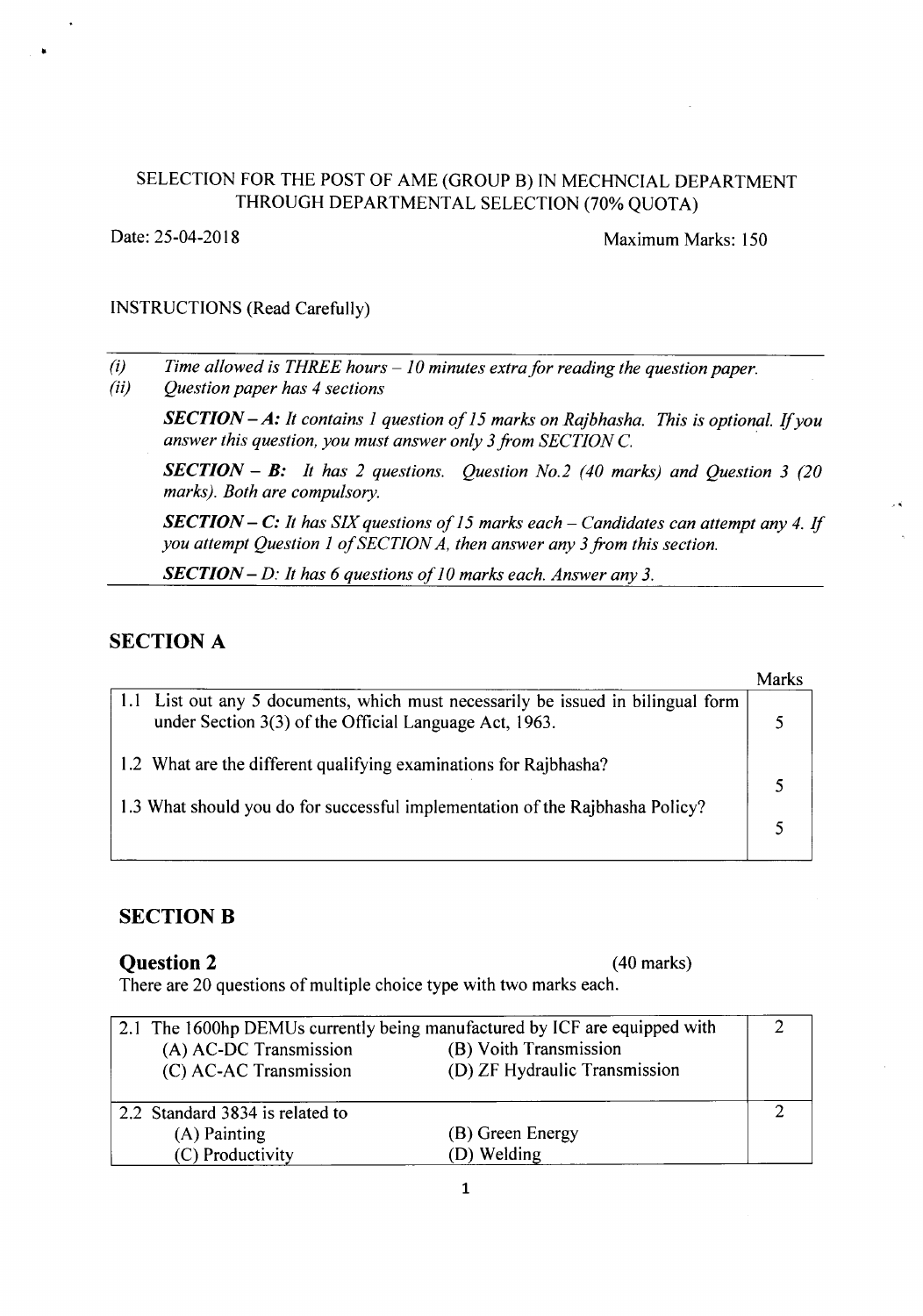SELECTION FOR THE POST OF AME (GROUP B) IN MECHNCIAL DEPARTMENT THROUGH DEPARTMENTAL SELECTION (70% QUOTA)

Date: 25-04-2018 Maximum Marks: 150

INSTRUCTIONS (Read Carefully)

(i) *Time allowed is THREE hours – 10 minutes extra for reading the question paper.*

(ii) *Question paper has 4 sections*

*__SECTION – A:__ It contains 1 question of 15 marks on Rajbhasha. This is optional. If you answer this question, you must answer only 3 from SECTION C.*

*__SECTION – B:__ It has 2 questions. Question No.2 (40 marks) and Question 3 (20 marks). Both are compulsory.*

*__SECTION – C:__ It has SIX questions of 15 marks each – Candidates can attempt any 4. If you attempt Question 1 of SECTION A, then answer any 3 from this section.*

*__SECTION – D:__ It has 6 questions of 10 marks each. Answer any 3.*

## SECTION A

| | Marks |
|---|---|
| 1.1 List out any 5 documents, which must necessarily be issued in bilingual form under Section 3(3) of the Official Language Act, 1963. | 5 |
| 1.2 What are the different qualifying examinations for Rajbhasha? | 5 |
| 1.3 What should you do for successful implementation of the Rajbhasha Policy? | 5 |

## SECTION B

### Question 2 (40 marks)

There are 20 questions of multiple choice type with two marks each.

| | |
|---|---|
| 2.1 The 1600hp DEMUs currently being manufactured by ICF are equipped with<br>(A) AC-DC Transmission (B) Voith Transmission<br>(C) AC-AC Transmission (D) ZF Hydraulic Transmission | 2 |
| 2.2 Standard 3834 is related to<br>(A) Painting (B) Green Energy<br>(C) Productivity (D) Welding | 2 |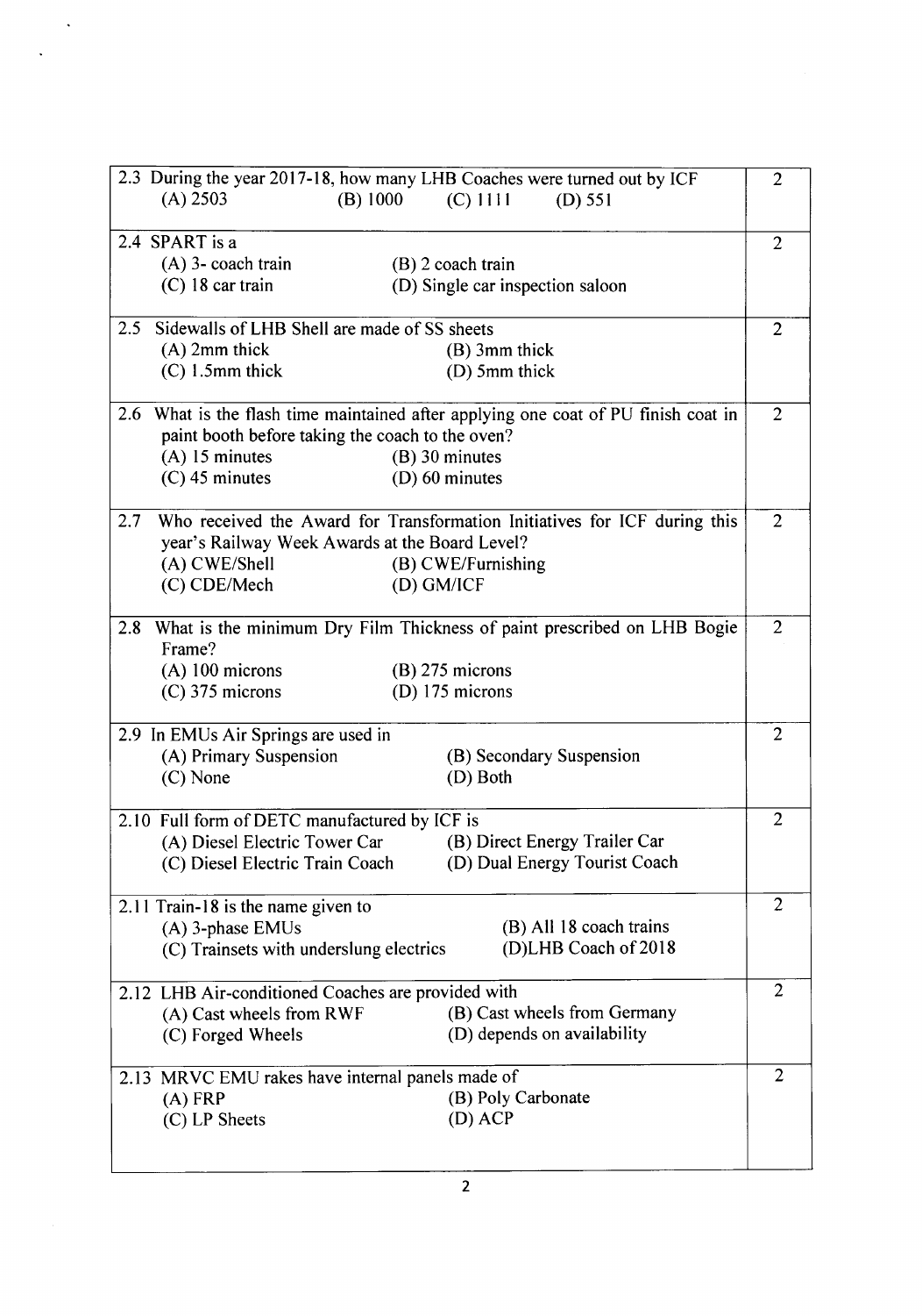| | |
|---|---|
| 2.3 During the year 2017-18, how many LHB Coaches were turned out by ICF<br>(A) 2503 (B) 1000 (C) 1111 (D) 551 | 2 |
| 2.4 SPART is a<br>(A) 3- coach train (B) 2 coach train<br>(C) 18 car train (D) Single car inspection saloon | 2 |
| 2.5 Sidewalls of LHB Shell are made of SS sheets<br>(A) 2mm thick (B) 3mm thick<br>(C) 1.5mm thick (D) 5mm thick | 2 |
| 2.6 What is the flash time maintained after applying one coat of PU finish coat in paint booth before taking the coach to the oven?<br>(A) 15 minutes (B) 30 minutes<br>(C) 45 minutes (D) 60 minutes | 2 |
| 2.7 Who received the Award for Transformation Initiatives for ICF during this year's Railway Week Awards at the Board Level?<br>(A) CWE/Shell (B) CWE/Furnishing<br>(C) CDE/Mech (D) GM/ICF | 2 |
| 2.8 What is the minimum Dry Film Thickness of paint prescribed on LHB Bogie Frame?<br>(A) 100 microns (B) 275 microns<br>(C) 375 microns (D) 175 microns | 2 |
| 2.9 In EMUs Air Springs are used in<br>(A) Primary Suspension (B) Secondary Suspension<br>(C) None (D) Both | 2 |
| 2.10 Full form of DETC manufactured by ICF is<br>(A) Diesel Electric Tower Car (B) Direct Energy Trailer Car<br>(C) Diesel Electric Train Coach (D) Dual Energy Tourist Coach | 2 |
| 2.11 Train-18 is the name given to<br>(A) 3-phase EMUs (B) All 18 coach trains<br>(C) Trainsets with underslung electrics (D)LHB Coach of 2018 | 2 |
| 2.12 LHB Air-conditioned Coaches are provided with<br>(A) Cast wheels from RWF (B) Cast wheels from Germany<br>(C) Forged Wheels (D) depends on availability | 2 |
| 2.13 MRVC EMU rakes have internal panels made of<br>(A) FRP (B) Poly Carbonate<br>(C) LP Sheets (D) ACP | 2 |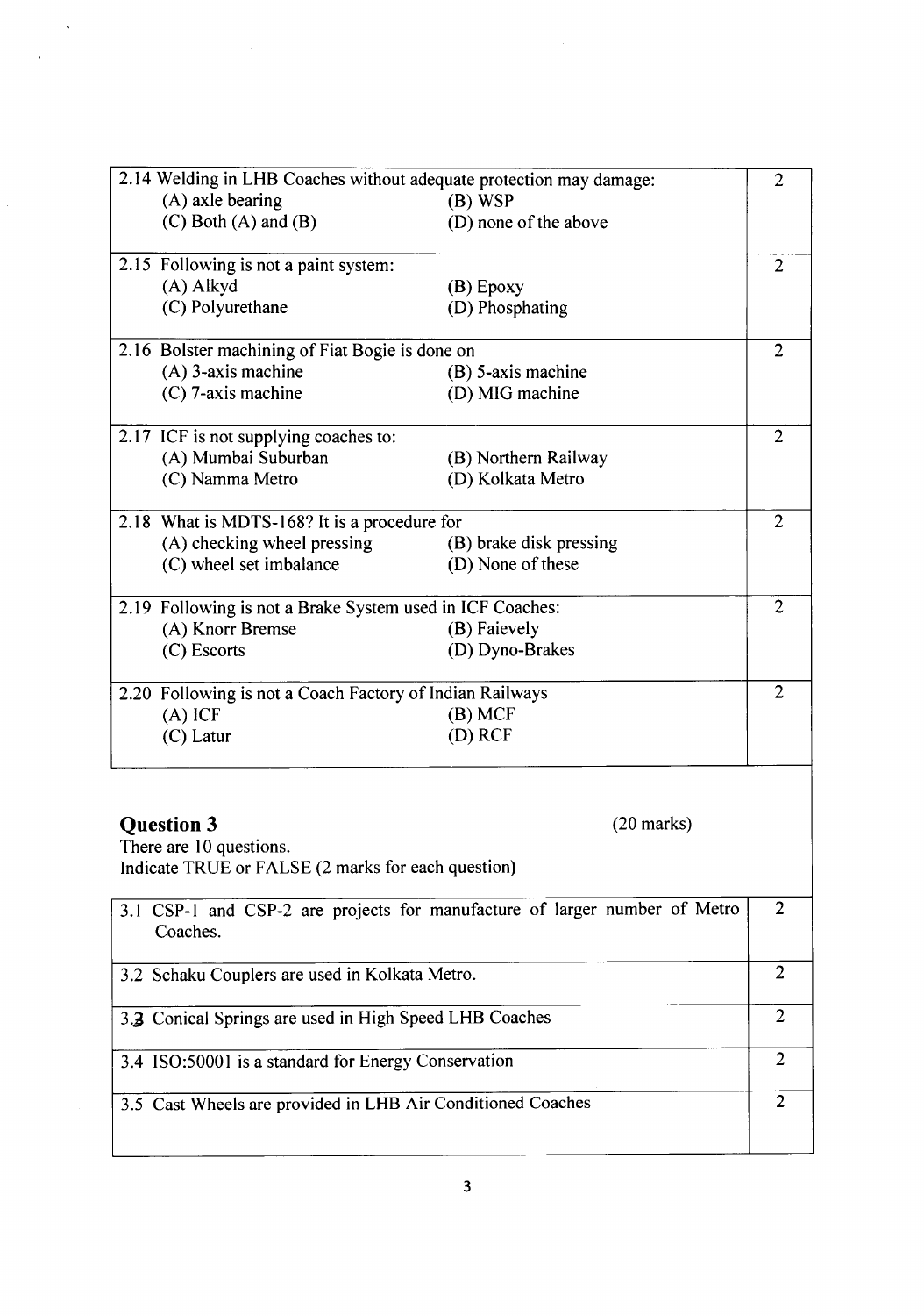| | |
|---|---|
| 2.14 Welding in LHB Coaches without adequate protection may damage:<br>(A) axle bearing (B) WSP<br>(C) Both (A) and (B) (D) none of the above | 2 |
| 2.15 Following is not a paint system:<br>(A) Alkyd (B) Epoxy<br>(C) Polyurethane (D) Phosphating | 2 |
| 2.16 Bolster machining of Fiat Bogie is done on<br>(A) 3-axis machine (B) 5-axis machine<br>(C) 7-axis machine (D) MIG machine | 2 |
| 2.17 ICF is not supplying coaches to:<br>(A) Mumbai Suburban (B) Northern Railway<br>(C) Namma Metro (D) Kolkata Metro | 2 |
| 2.18 What is MDTS-168? It is a procedure for<br>(A) checking wheel pressing (B) brake disk pressing<br>(C) wheel set imbalance (D) None of these | 2 |
| 2.19 Following is not a Brake System used in ICF Coaches:<br>(A) Knorr Bremse (B) Faievely<br>(C) Escorts (D) Dyno-Brakes | 2 |
| 2.20 Following is not a Coach Factory of Indian Railways<br>(A) ICF (B) MCF<br>(C) Latur (D) RCF | 2 |

## Question 3

(20 marks)

There are 10 questions.
Indicate TRUE or FALSE (2 marks for each question)

| | |
|---|---|
| 3.1 CSP-1 and CSP-2 are projects for manufacture of larger number of Metro Coaches. | 2 |
| 3.2 Schaku Couplers are used in Kolkata Metro. | 2 |
| 3.3 Conical Springs are used in High Speed LHB Coaches | 2 |
| 3.4 ISO:50001 is a standard for Energy Conservation | 2 |
| 3.5 Cast Wheels are provided in LHB Air Conditioned Coaches | 2 |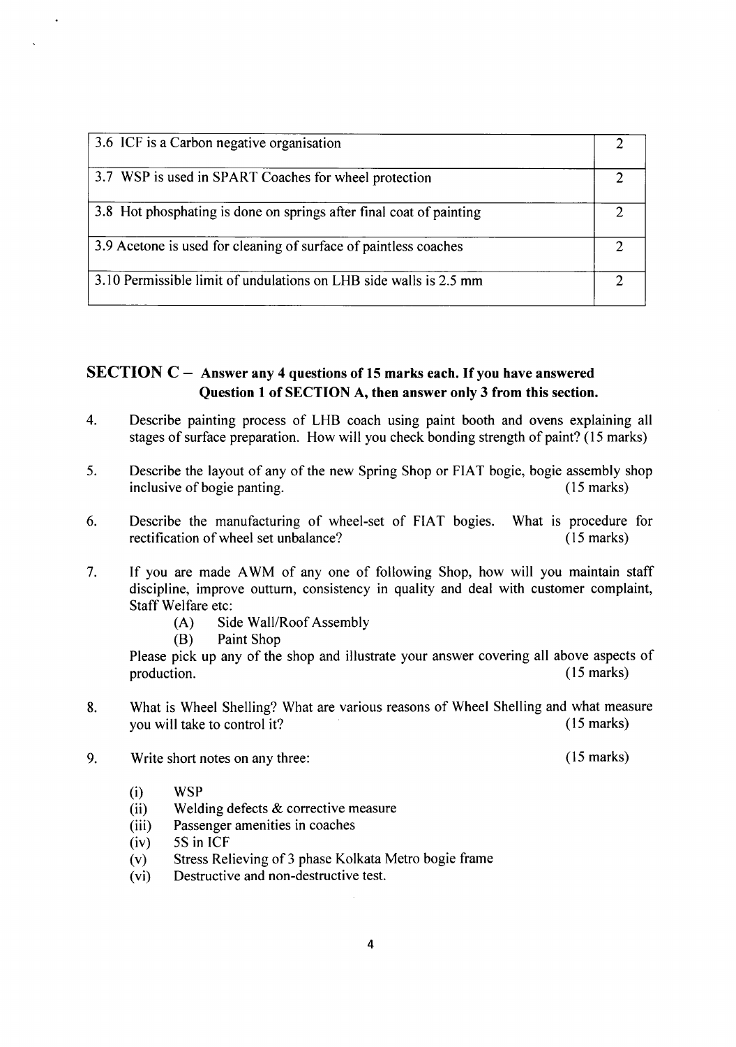| | |
|---|---|
| 3.6 ICF is a Carbon negative organisation | 2 |
| 3.7 WSP is used in SPART Coaches for wheel protection | 2 |
| 3.8 Hot phosphating is done on springs after final coat of painting | 2 |
| 3.9 Acetone is used for cleaning of surface of paintless coaches | 2 |
| 3.10 Permissible limit of undulations on LHB side walls is 2.5 mm | 2 |

## SECTION C – Answer any 4 questions of 15 marks each. If you have answered Question 1 of SECTION A, then answer only 3 from this section.

4. Describe painting process of LHB coach using paint booth and ovens explaining all stages of surface preparation. How will you check bonding strength of paint? (15 marks)

5. Describe the layout of any of the new Spring Shop or FIAT bogie, bogie assembly shop inclusive of bogie panting. (15 marks)

6. Describe the manufacturing of wheel-set of FIAT bogies. What is procedure for rectification of wheel set unbalance? (15 marks)

7. If you are made AWM of any one of following Shop, how will you maintain staff discipline, improve outturn, consistency in quality and deal with customer complaint, Staff Welfare etc:
   - (A) Side Wall/Roof Assembly
   - (B) Paint Shop

   Please pick up any of the shop and illustrate your answer covering all above aspects of production. (15 marks)

8. What is Wheel Shelling? What are various reasons of Wheel Shelling and what measure you will take to control it? (15 marks)

9. Write short notes on any three: (15 marks)
   - (i) WSP
   - (ii) Welding defects & corrective measure
   - (iii) Passenger amenities in coaches
   - (iv) 5S in ICF
   - (v) Stress Relieving of 3 phase Kolkata Metro bogie frame
   - (vi) Destructive and non-destructive test.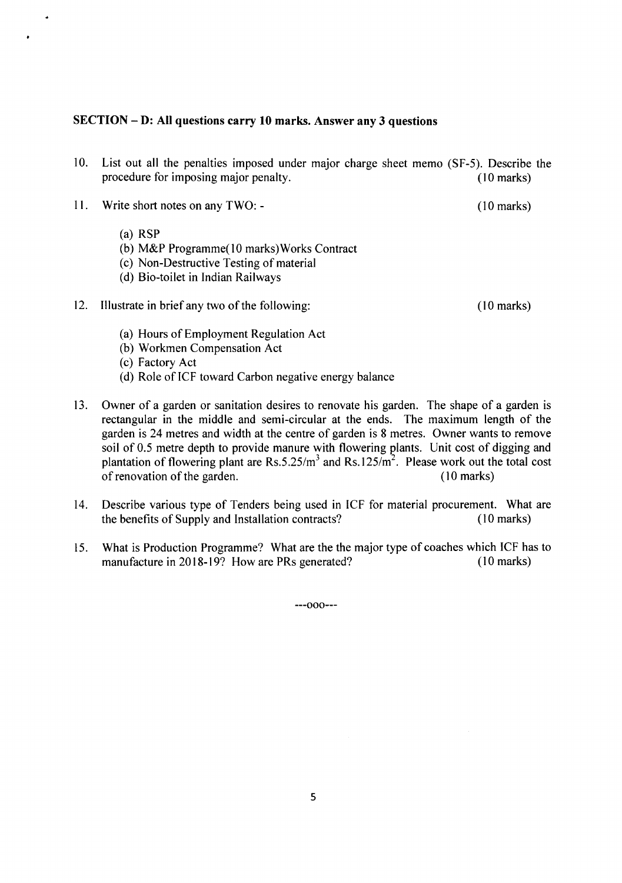**SECTION – D: All questions carry 10 marks. Answer any 3 questions**

10. List out all the penalties imposed under major charge sheet memo (SF-5). Describe the procedure for imposing major penalty. (10 marks)

11. Write short notes on any TWO: - (10 marks)

    (a) RSP
    (b) M&P Programme(10 marks)Works Contract
    (c) Non-Destructive Testing of material
    (d) Bio-toilet in Indian Railways

12. Illustrate in brief any two of the following: (10 marks)

    (a) Hours of Employment Regulation Act
    (b) Workmen Compensation Act
    (c) Factory Act
    (d) Role of ICF toward Carbon negative energy balance

13. Owner of a garden or sanitation desires to renovate his garden. The shape of a garden is rectangular in the middle and semi-circular at the ends. The maximum length of the garden is 24 metres and width at the centre of garden is 8 metres. Owner wants to remove soil of 0.5 metre depth to provide manure with flowering plants. Unit cost of digging and plantation of flowering plant are Rs.5.25/$m^3$ and Rs.125/$m^2$. Please work out the total cost of renovation of the garden. (10 marks)

14. Describe various type of Tenders being used in ICF for material procurement. What are the benefits of Supply and Installation contracts? (10 marks)

15. What is Production Programme? What are the the major type of coaches which ICF has to manufacture in 2018-19? How are PRs generated? (10 marks)

---ooo---